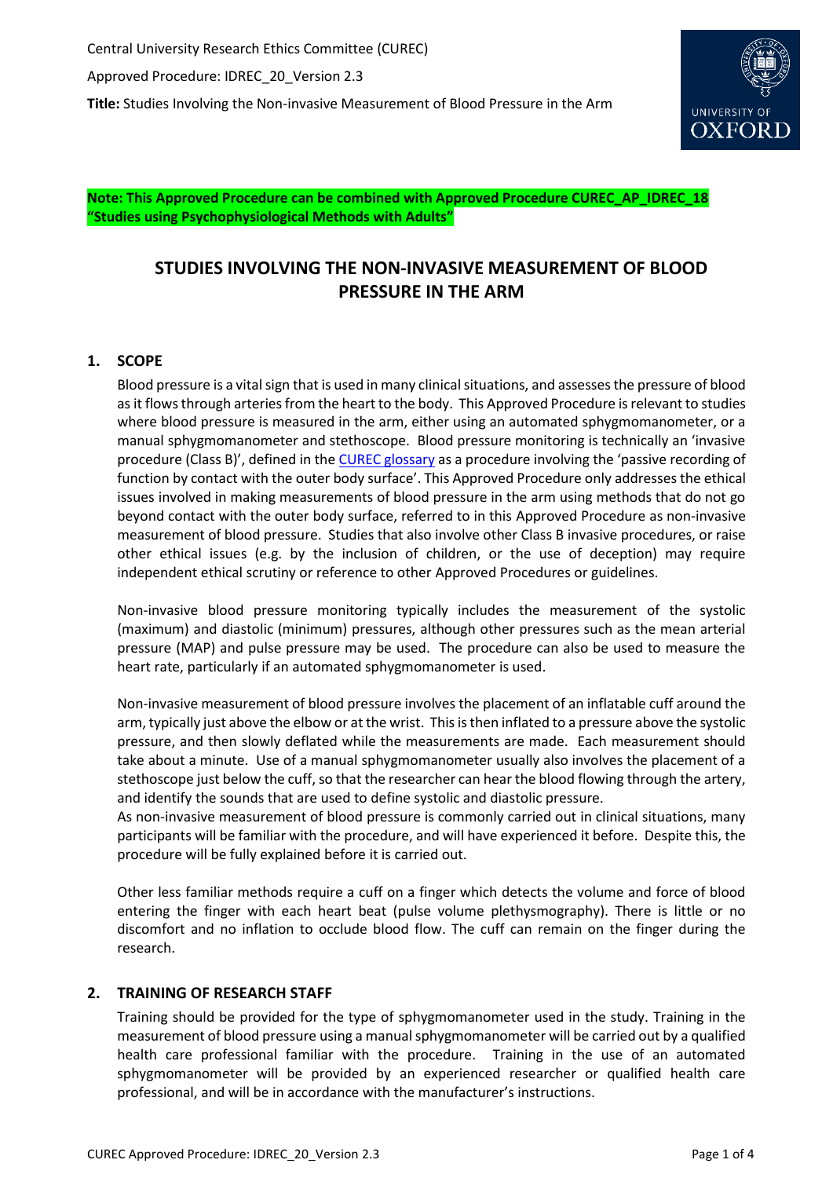Central University Research Ethics Committee (CUREC)

Approved Procedure: IDREC_20_Version 2.3

**Title:** Studies Involving the Non-invasive Measurement of Blood Pressure in the Arm

**Note: This Approved Procedure can be combined with Approved Procedure CUREC_AP_IDREC_18 "Studies using Psychophysiological Methods with Adults"**

# STUDIES INVOLVING THE NON-INVASIVE MEASUREMENT OF BLOOD PRESSURE IN THE ARM

## 1. SCOPE

Blood pressure is a vital sign that is used in many clinical situations, and assesses the pressure of blood as it flows through arteries from the heart to the body. This Approved Procedure is relevant to studies where blood pressure is measured in the arm, either using an automated sphygmomanometer, or a manual sphygmomanometer and stethoscope. Blood pressure monitoring is technically an 'invasive procedure (Class B)', defined in the CUREC glossary as a procedure involving the 'passive recording of function by contact with the outer body surface'. This Approved Procedure only addresses the ethical issues involved in making measurements of blood pressure in the arm using methods that do not go beyond contact with the outer body surface, referred to in this Approved Procedure as non-invasive measurement of blood pressure. Studies that also involve other Class B invasive procedures, or raise other ethical issues (e.g. by the inclusion of children, or the use of deception) may require independent ethical scrutiny or reference to other Approved Procedures or guidelines.

Non-invasive blood pressure monitoring typically includes the measurement of the systolic (maximum) and diastolic (minimum) pressures, although other pressures such as the mean arterial pressure (MAP) and pulse pressure may be used. The procedure can also be used to measure the heart rate, particularly if an automated sphygmomanometer is used.

Non-invasive measurement of blood pressure involves the placement of an inflatable cuff around the arm, typically just above the elbow or at the wrist. This is then inflated to a pressure above the systolic pressure, and then slowly deflated while the measurements are made. Each measurement should take about a minute. Use of a manual sphygmomanometer usually also involves the placement of a stethoscope just below the cuff, so that the researcher can hear the blood flowing through the artery, and identify the sounds that are used to define systolic and diastolic pressure.

As non-invasive measurement of blood pressure is commonly carried out in clinical situations, many participants will be familiar with the procedure, and will have experienced it before. Despite this, the procedure will be fully explained before it is carried out.

Other less familiar methods require a cuff on a finger which detects the volume and force of blood entering the finger with each heart beat (pulse volume plethysmography). There is little or no discomfort and no inflation to occlude blood flow. The cuff can remain on the finger during the research.

## 2. TRAINING OF RESEARCH STAFF

Training should be provided for the type of sphygmomanometer used in the study. Training in the measurement of blood pressure using a manual sphygmomanometer will be carried out by a qualified health care professional familiar with the procedure. Training in the use of an automated sphygmomanometer will be provided by an experienced researcher or qualified health care professional, and will be in accordance with the manufacturer's instructions.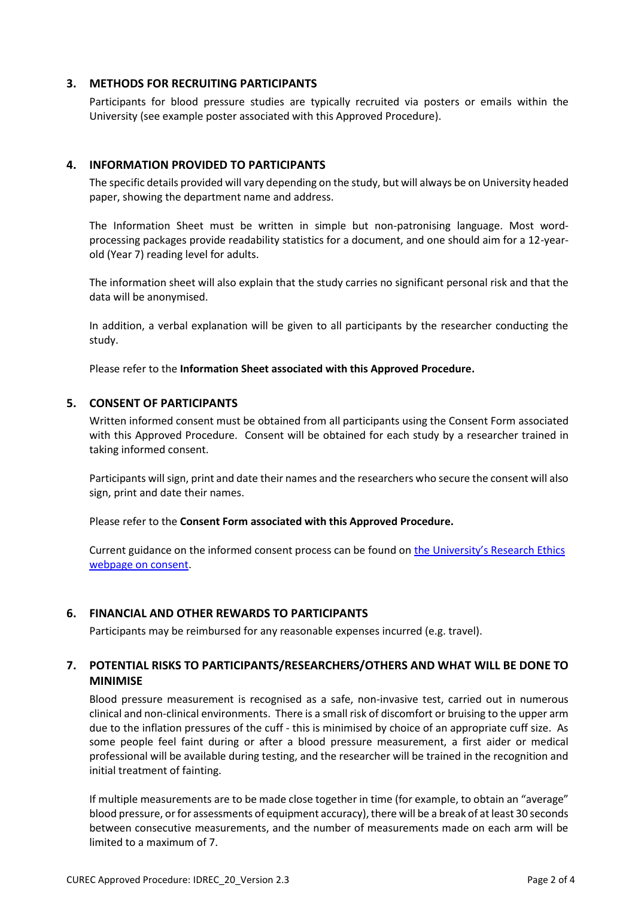## 3. METHODS FOR RECRUITING PARTICIPANTS

Participants for blood pressure studies are typically recruited via posters or emails within the University (see example poster associated with this Approved Procedure).

## 4. INFORMATION PROVIDED TO PARTICIPANTS

The specific details provided will vary depending on the study, but will always be on University headed paper, showing the department name and address.

The Information Sheet must be written in simple but non-patronising language. Most word-processing packages provide readability statistics for a document, and one should aim for a 12-year-old (Year 7) reading level for adults.

The information sheet will also explain that the study carries no significant personal risk and that the data will be anonymised.

In addition, a verbal explanation will be given to all participants by the researcher conducting the study.

Please refer to the **Information Sheet associated with this Approved Procedure.**

## 5. CONSENT OF PARTICIPANTS

Written informed consent must be obtained from all participants using the Consent Form associated with this Approved Procedure. Consent will be obtained for each study by a researcher trained in taking informed consent.

Participants will sign, print and date their names and the researchers who secure the consent will also sign, print and date their names.

Please refer to the **Consent Form associated with this Approved Procedure.**

Current guidance on the informed consent process can be found on the University's Research Ethics webpage on consent.

## 6. FINANCIAL AND OTHER REWARDS TO PARTICIPANTS

Participants may be reimbursed for any reasonable expenses incurred (e.g. travel).

## 7. POTENTIAL RISKS TO PARTICIPANTS/RESEARCHERS/OTHERS AND WHAT WILL BE DONE TO MINIMISE

Blood pressure measurement is recognised as a safe, non-invasive test, carried out in numerous clinical and non-clinical environments. There is a small risk of discomfort or bruising to the upper arm due to the inflation pressures of the cuff - this is minimised by choice of an appropriate cuff size. As some people feel faint during or after a blood pressure measurement, a first aider or medical professional will be available during testing, and the researcher will be trained in the recognition and initial treatment of fainting.

If multiple measurements are to be made close together in time (for example, to obtain an "average" blood pressure, or for assessments of equipment accuracy), there will be a break of at least 30 seconds between consecutive measurements, and the number of measurements made on each arm will be limited to a maximum of 7.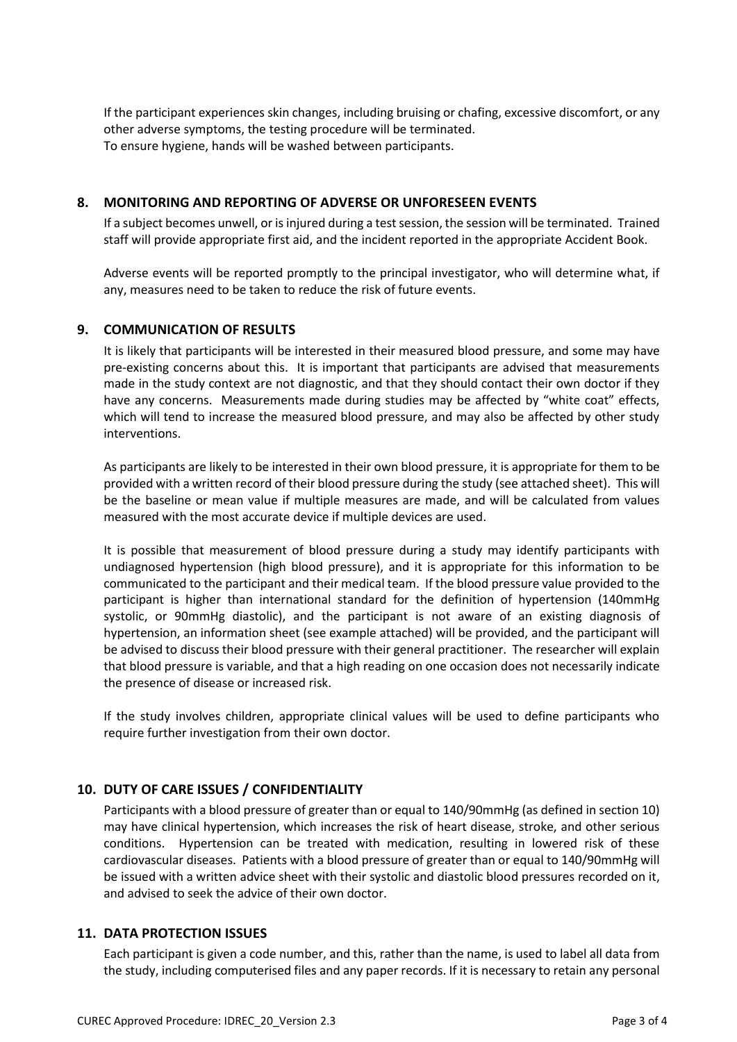If the participant experiences skin changes, including bruising or chafing, excessive discomfort, or any other adverse symptoms, the testing procedure will be terminated.
To ensure hygiene, hands will be washed between participants.

## 8. MONITORING AND REPORTING OF ADVERSE OR UNFORESEEN EVENTS

If a subject becomes unwell, or is injured during a test session, the session will be terminated. Trained staff will provide appropriate first aid, and the incident reported in the appropriate Accident Book.

Adverse events will be reported promptly to the principal investigator, who will determine what, if any, measures need to be taken to reduce the risk of future events.

## 9. COMMUNICATION OF RESULTS

It is likely that participants will be interested in their measured blood pressure, and some may have pre-existing concerns about this. It is important that participants are advised that measurements made in the study context are not diagnostic, and that they should contact their own doctor if they have any concerns. Measurements made during studies may be affected by "white coat" effects, which will tend to increase the measured blood pressure, and may also be affected by other study interventions.

As participants are likely to be interested in their own blood pressure, it is appropriate for them to be provided with a written record of their blood pressure during the study (see attached sheet). This will be the baseline or mean value if multiple measures are made, and will be calculated from values measured with the most accurate device if multiple devices are used.

It is possible that measurement of blood pressure during a study may identify participants with undiagnosed hypertension (high blood pressure), and it is appropriate for this information to be communicated to the participant and their medical team. If the blood pressure value provided to the participant is higher than international standard for the definition of hypertension (140mmHg systolic, or 90mmHg diastolic), and the participant is not aware of an existing diagnosis of hypertension, an information sheet (see example attached) will be provided, and the participant will be advised to discuss their blood pressure with their general practitioner. The researcher will explain that blood pressure is variable, and that a high reading on one occasion does not necessarily indicate the presence of disease or increased risk.

If the study involves children, appropriate clinical values will be used to define participants who require further investigation from their own doctor.

## 10. DUTY OF CARE ISSUES / CONFIDENTIALITY

Participants with a blood pressure of greater than or equal to 140/90mmHg (as defined in section 10) may have clinical hypertension, which increases the risk of heart disease, stroke, and other serious conditions. Hypertension can be treated with medication, resulting in lowered risk of these cardiovascular diseases. Patients with a blood pressure of greater than or equal to 140/90mmHg will be issued with a written advice sheet with their systolic and diastolic blood pressures recorded on it, and advised to seek the advice of their own doctor.

## 11. DATA PROTECTION ISSUES

Each participant is given a code number, and this, rather than the name, is used to label all data from the study, including computerised files and any paper records. If it is necessary to retain any personal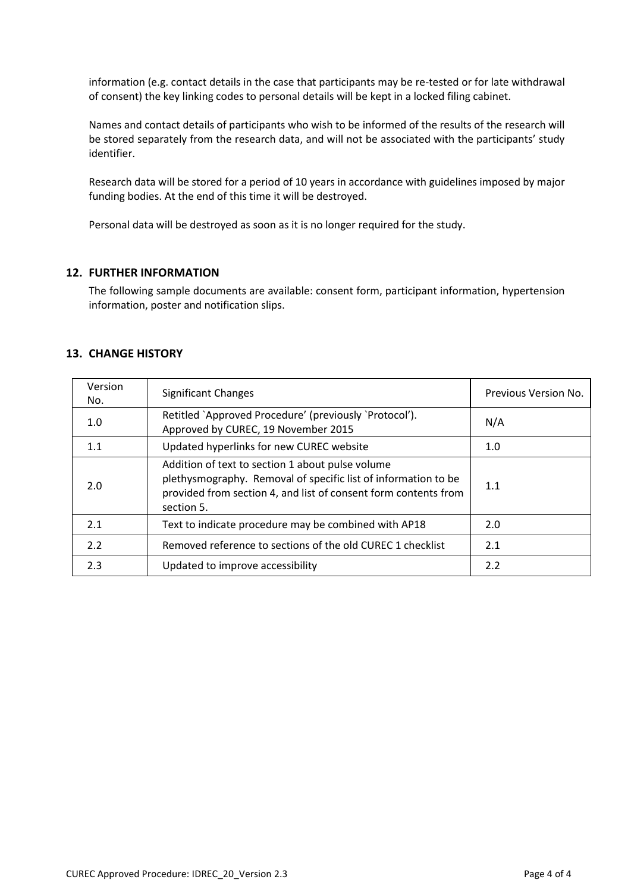information (e.g. contact details in the case that participants may be re-tested or for late withdrawal of consent) the key linking codes to personal details will be kept in a locked filing cabinet.

Names and contact details of participants who wish to be informed of the results of the research will be stored separately from the research data, and will not be associated with the participants' study identifier.

Research data will be stored for a period of 10 years in accordance with guidelines imposed by major funding bodies. At the end of this time it will be destroyed.

Personal data will be destroyed as soon as it is no longer required for the study.

## 12. FURTHER INFORMATION

The following sample documents are available: consent form, participant information, hypertension information, poster and notification slips.

## 13. CHANGE HISTORY

| Version No. | Significant Changes | Previous Version No. |
|---|---|---|
| 1.0 | Retitled `Approved Procedure' (previously `Protocol'). Approved by CUREC, 19 November 2015 | N/A |
| 1.1 | Updated hyperlinks for new CUREC website | 1.0 |
| 2.0 | Addition of text to section 1 about pulse volume plethysmography. Removal of specific list of information to be provided from section 4, and list of consent form contents from section 5. | 1.1 |
| 2.1 | Text to indicate procedure may be combined with AP18 | 2.0 |
| 2.2 | Removed reference to sections of the old CUREC 1 checklist | 2.1 |
| 2.3 | Updated to improve accessibility | 2.2 |